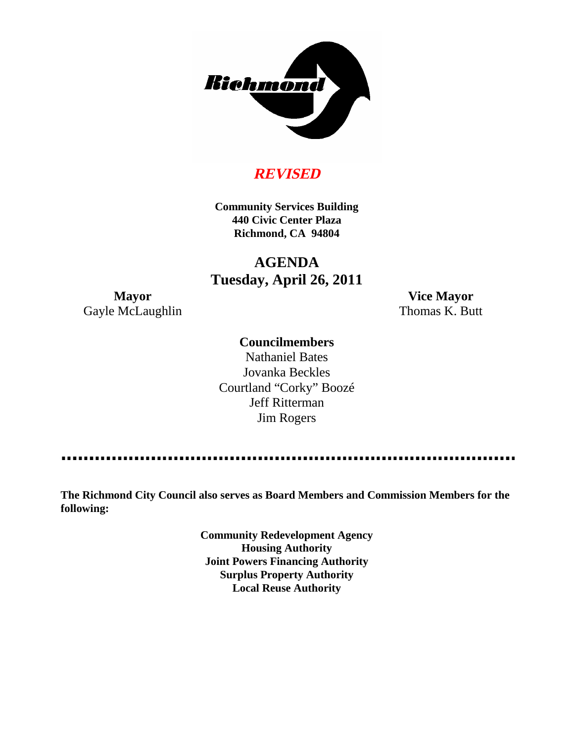*REVISED*

**Community Services Building**
**440 Civic Center Plaza**
**Richmond, CA 94804**

# AGENDA
## Tuesday, April 26, 2011

**Mayor**
Gayle McLaughlin

**Vice Mayor**
Thomas K. Butt

**Councilmembers**
Nathaniel Bates
Jovanka Beckles
Courtland "Corky" Boozé
Jeff Ritterman
Jim Rogers

---

**The Richmond City Council also serves as Board Members and Commission Members for the following:**

**Community Redevelopment Agency**
**Housing Authority**
**Joint Powers Financing Authority**
**Surplus Property Authority**
**Local Reuse Authority**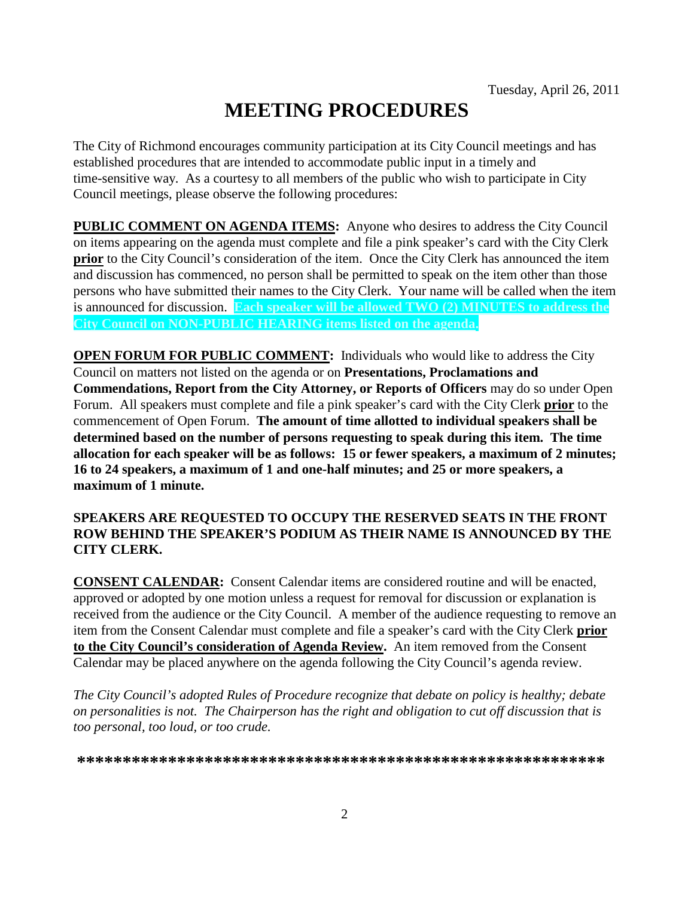Tuesday, April 26, 2011

# MEETING PROCEDURES

The City of Richmond encourages community participation at its City Council meetings and has established procedures that are intended to accommodate public input in a timely and time-sensitive way. As a courtesy to all members of the public who wish to participate in City Council meetings, please observe the following procedures:

**PUBLIC COMMENT ON AGENDA ITEMS:** Anyone who desires to address the City Council on items appearing on the agenda must complete and file a pink speaker's card with the City Clerk **prior** to the City Council's consideration of the item. Once the City Clerk has announced the item and discussion has commenced, no person shall be permitted to speak on the item other than those persons who have submitted their names to the City Clerk. Your name will be called when the item is announced for discussion. **Each speaker will be allowed TWO (2) MINUTES to address the City Council on NON-PUBLIC HEARING items listed on the agenda.**

**OPEN FORUM FOR PUBLIC COMMENT:** Individuals who would like to address the City Council on matters not listed on the agenda or on **Presentations, Proclamations and Commendations, Report from the City Attorney, or Reports of Officers** may do so under Open Forum. All speakers must complete and file a pink speaker's card with the City Clerk **prior** to the commencement of Open Forum. **The amount of time allotted to individual speakers shall be determined based on the number of persons requesting to speak during this item. The time allocation for each speaker will be as follows: 15 or fewer speakers, a maximum of 2 minutes; 16 to 24 speakers, a maximum of 1 and one-half minutes; and 25 or more speakers, a maximum of 1 minute.**

**SPEAKERS ARE REQUESTED TO OCCUPY THE RESERVED SEATS IN THE FRONT ROW BEHIND THE SPEAKER'S PODIUM AS THEIR NAME IS ANNOUNCED BY THE CITY CLERK.**

**CONSENT CALENDAR:** Consent Calendar items are considered routine and will be enacted, approved or adopted by one motion unless a request for removal for discussion or explanation is received from the audience or the City Council. A member of the audience requesting to remove an item from the Consent Calendar must complete and file a speaker's card with the City Clerk **prior to the City Council's consideration of Agenda Review.** An item removed from the Consent Calendar may be placed anywhere on the agenda following the City Council's agenda review.

*The City Council's adopted Rules of Procedure recognize that debate on policy is healthy; debate on personalities is not. The Chairperson has the right and obligation to cut off discussion that is too personal, too loud, or too crude.*

***************************************************************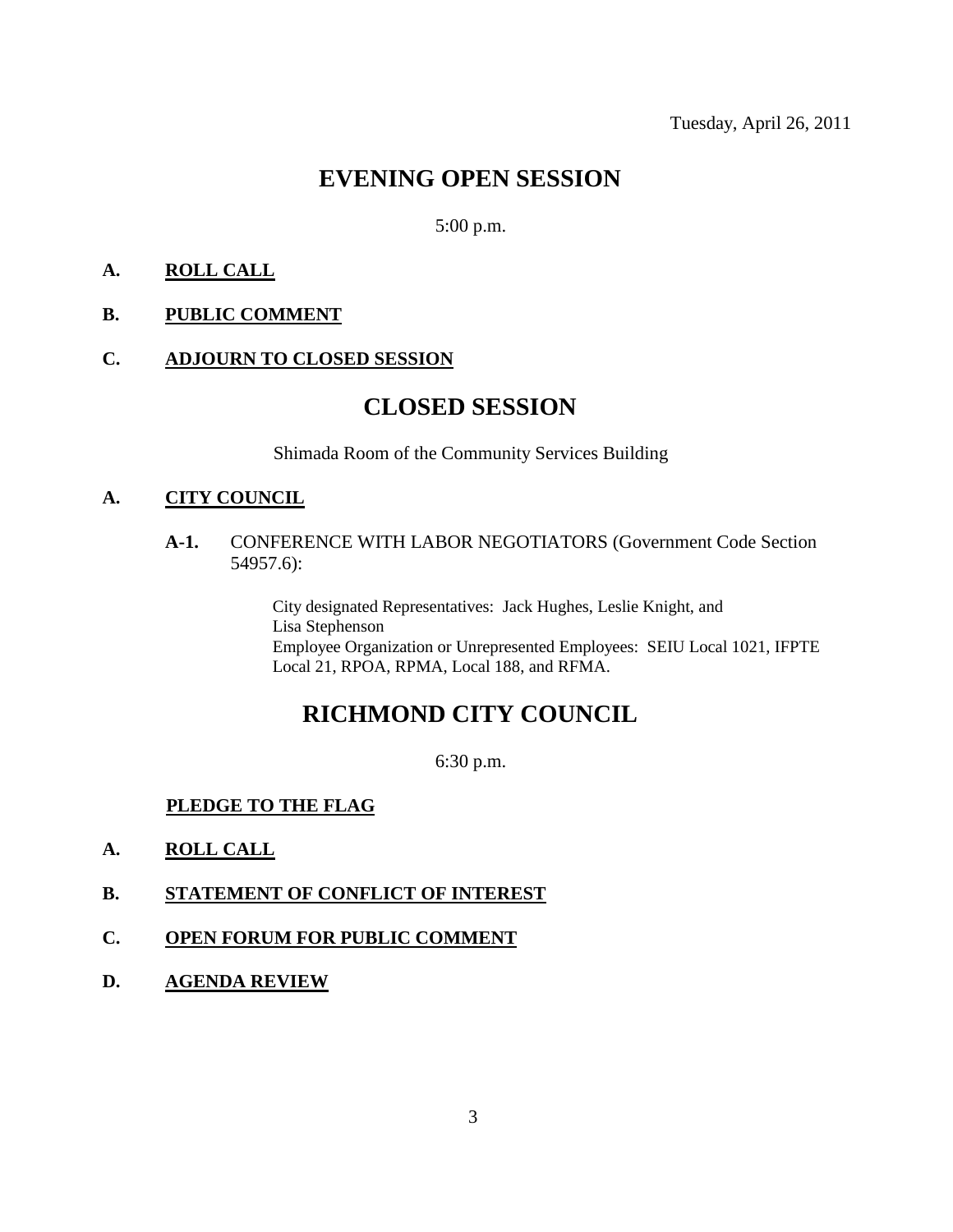Tuesday, April 26, 2011

# EVENING OPEN SESSION

5:00 p.m.

**A. ROLL CALL**

**B. PUBLIC COMMENT**

**C. ADJOURN TO CLOSED SESSION**

# CLOSED SESSION

Shimada Room of the Community Services Building

**A. CITY COUNCIL**

**A-1.** CONFERENCE WITH LABOR NEGOTIATORS (Government Code Section 54957.6):

City designated Representatives: Jack Hughes, Leslie Knight, and Lisa Stephenson
Employee Organization or Unrepresented Employees: SEIU Local 1021, IFPTE Local 21, RPOA, RPMA, Local 188, and RFMA.

# RICHMOND CITY COUNCIL

6:30 p.m.

**PLEDGE TO THE FLAG**

**A. ROLL CALL**

**B. STATEMENT OF CONFLICT OF INTEREST**

**C. OPEN FORUM FOR PUBLIC COMMENT**

**D. AGENDA REVIEW**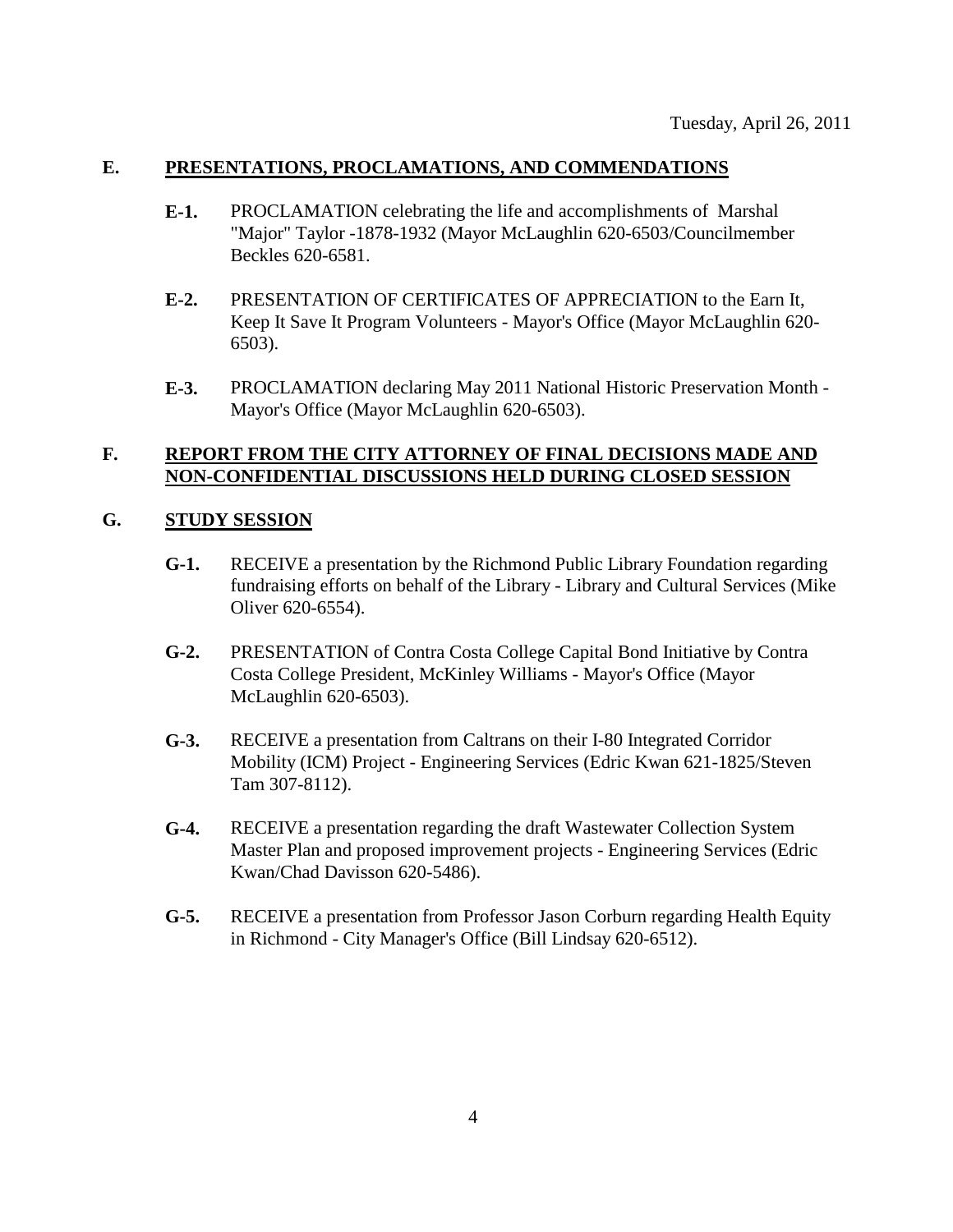Tuesday, April 26, 2011

## E. PRESENTATIONS, PROCLAMATIONS, AND COMMENDATIONS

**E-1.** PROCLAMATION celebrating the life and accomplishments of Marshal "Major" Taylor -1878-1932 (Mayor McLaughlin 620-6503/Councilmember Beckles 620-6581.

**E-2.** PRESENTATION OF CERTIFICATES OF APPRECIATION to the Earn It, Keep It Save It Program Volunteers - Mayor's Office (Mayor McLaughlin 620-6503).

**E-3.** PROCLAMATION declaring May 2011 National Historic Preservation Month - Mayor's Office (Mayor McLaughlin 620-6503).

## F. REPORT FROM THE CITY ATTORNEY OF FINAL DECISIONS MADE AND NON-CONFIDENTIAL DISCUSSIONS HELD DURING CLOSED SESSION

## G. STUDY SESSION

**G-1.** RECEIVE a presentation by the Richmond Public Library Foundation regarding fundraising efforts on behalf of the Library - Library and Cultural Services (Mike Oliver 620-6554).

**G-2.** PRESENTATION of Contra Costa College Capital Bond Initiative by Contra Costa College President, McKinley Williams - Mayor's Office (Mayor McLaughlin 620-6503).

**G-3.** RECEIVE a presentation from Caltrans on their I-80 Integrated Corridor Mobility (ICM) Project - Engineering Services (Edric Kwan 621-1825/Steven Tam 307-8112).

**G-4.** RECEIVE a presentation regarding the draft Wastewater Collection System Master Plan and proposed improvement projects - Engineering Services (Edric Kwan/Chad Davisson 620-5486).

**G-5.** RECEIVE a presentation from Professor Jason Corburn regarding Health Equity in Richmond - City Manager's Office (Bill Lindsay 620-6512).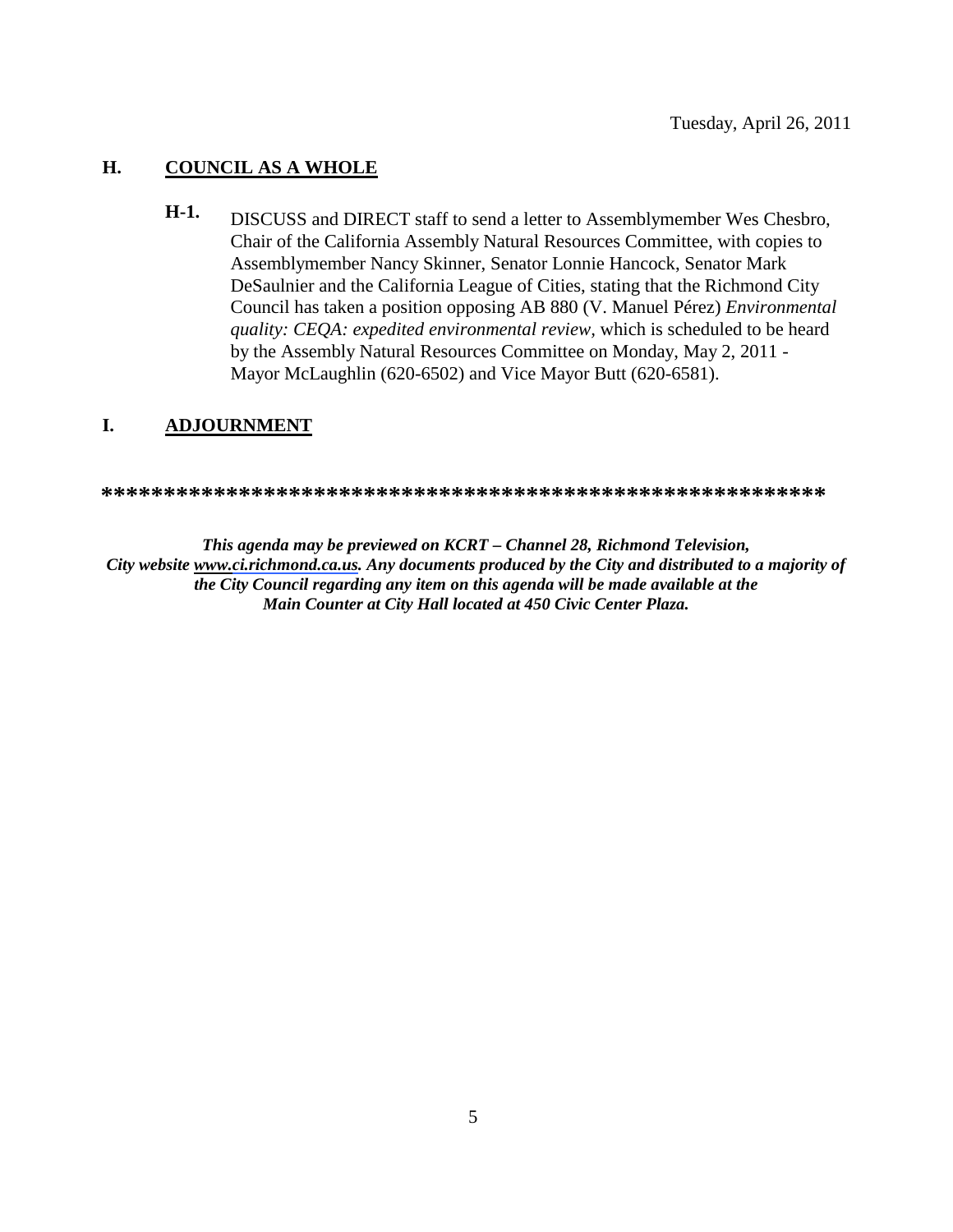Tuesday, April 26, 2011

## H. COUNCIL AS A WHOLE

**H-1.** DISCUSS and DIRECT staff to send a letter to Assemblymember Wes Chesbro, Chair of the California Assembly Natural Resources Committee, with copies to Assemblymember Nancy Skinner, Senator Lonnie Hancock, Senator Mark DeSaulnier and the California League of Cities, stating that the Richmond City Council has taken a position opposing AB 880 (V. Manuel Pérez) *Environmental quality: CEQA: expedited environmental review*, which is scheduled to be heard by the Assembly Natural Resources Committee on Monday, May 2, 2011 - Mayor McLaughlin (620-6502) and Vice Mayor Butt (620-6581).

## I. ADJOURNMENT

**********************************************************

***This agenda may be previewed on KCRT – Channel 28, Richmond Television, City website www.ci.richmond.ca.us. Any documents produced by the City and distributed to a majority of the City Council regarding any item on this agenda will be made available at the Main Counter at City Hall located at 450 Civic Center Plaza.***